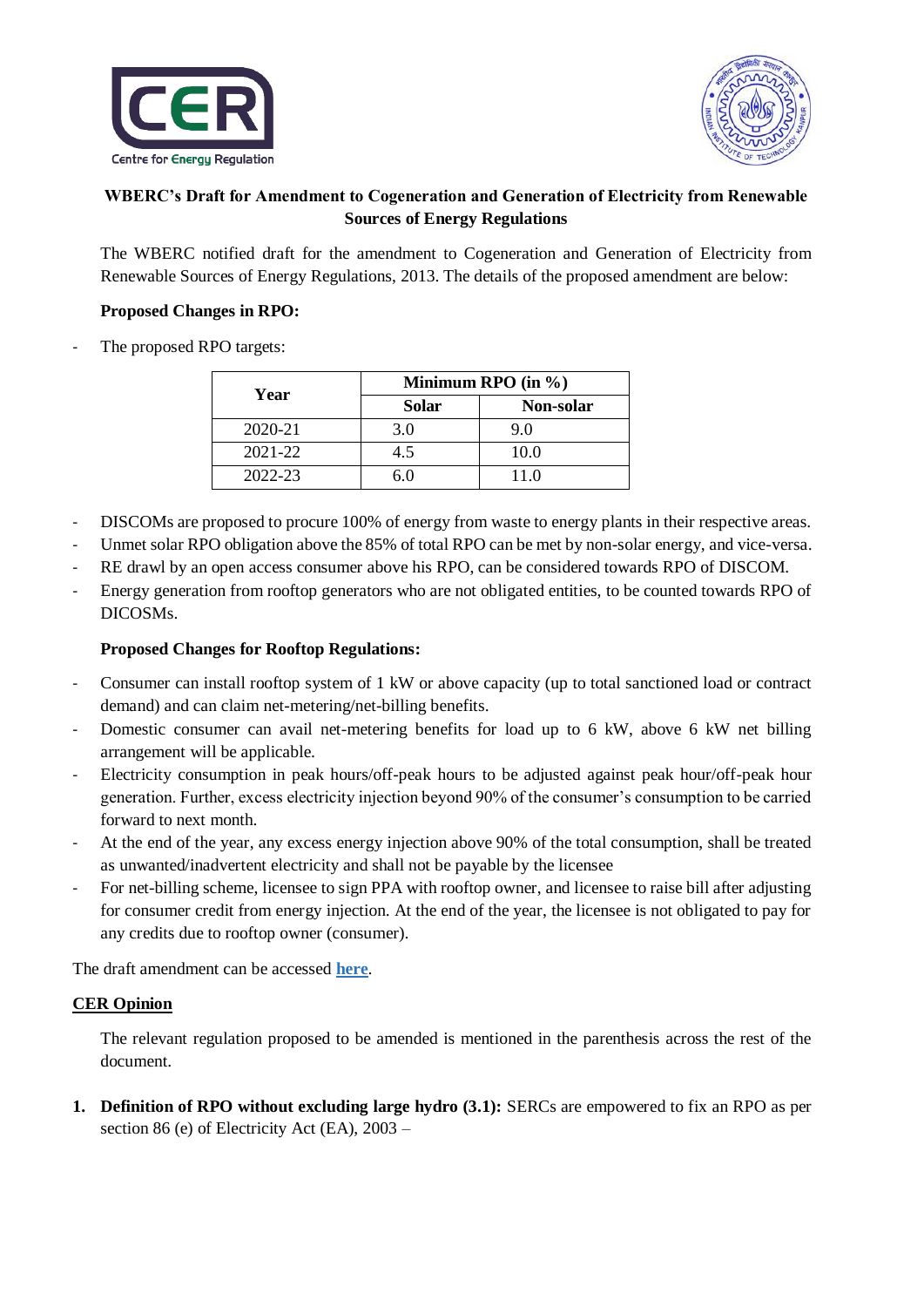**WBERC's Draft for Amendment to Cogeneration and Generation of Electricity from Renewable Sources of Energy Regulations**

The WBERC notified draft for the amendment to Cogeneration and Generation of Electricity from Renewable Sources of Energy Regulations, 2013. The details of the proposed amendment are below:

**Proposed Changes in RPO:**

- The proposed RPO targets:

| Year | Minimum RPO (in %) | |
|---|---|---|
| | Solar | Non-solar |
| 2020-21 | 3.0 | 9.0 |
| 2021-22 | 4.5 | 10.0 |
| 2022-23 | 6.0 | 11.0 |

- DISCOMs are proposed to procure 100% of energy from waste to energy plants in their respective areas.
- Unmet solar RPO obligation above the 85% of total RPO can be met by non-solar energy, and vice-versa.
- RE drawl by an open access consumer above his RPO, can be considered towards RPO of DISCOM.
- Energy generation from rooftop generators who are not obligated entities, to be counted towards RPO of DICOSMs.

**Proposed Changes for Rooftop Regulations:**

- Consumer can install rooftop system of 1 kW or above capacity (up to total sanctioned load or contract demand) and can claim net-metering/net-billing benefits.
- Domestic consumer can avail net-metering benefits for load up to 6 kW, above 6 kW net billing arrangement will be applicable.
- Electricity consumption in peak hours/off-peak hours to be adjusted against peak hour/off-peak hour generation. Further, excess electricity injection beyond 90% of the consumer's consumption to be carried forward to next month.
- At the end of the year, any excess energy injection above 90% of the total consumption, shall be treated as unwanted/inadvertent electricity and shall not be payable by the licensee
- For net-billing scheme, licensee to sign PPA with rooftop owner, and licensee to raise bill after adjusting for consumer credit from energy injection. At the end of the year, the licensee is not obligated to pay for any credits due to rooftop owner (consumer).

The draft amendment can be accessed **here**.

## CER Opinion

The relevant regulation proposed to be amended is mentioned in the parenthesis across the rest of the document.

1. **Definition of RPO without excluding large hydro (3.1):** SERCs are empowered to fix an RPO as per section 86 (e) of Electricity Act (EA), 2003 –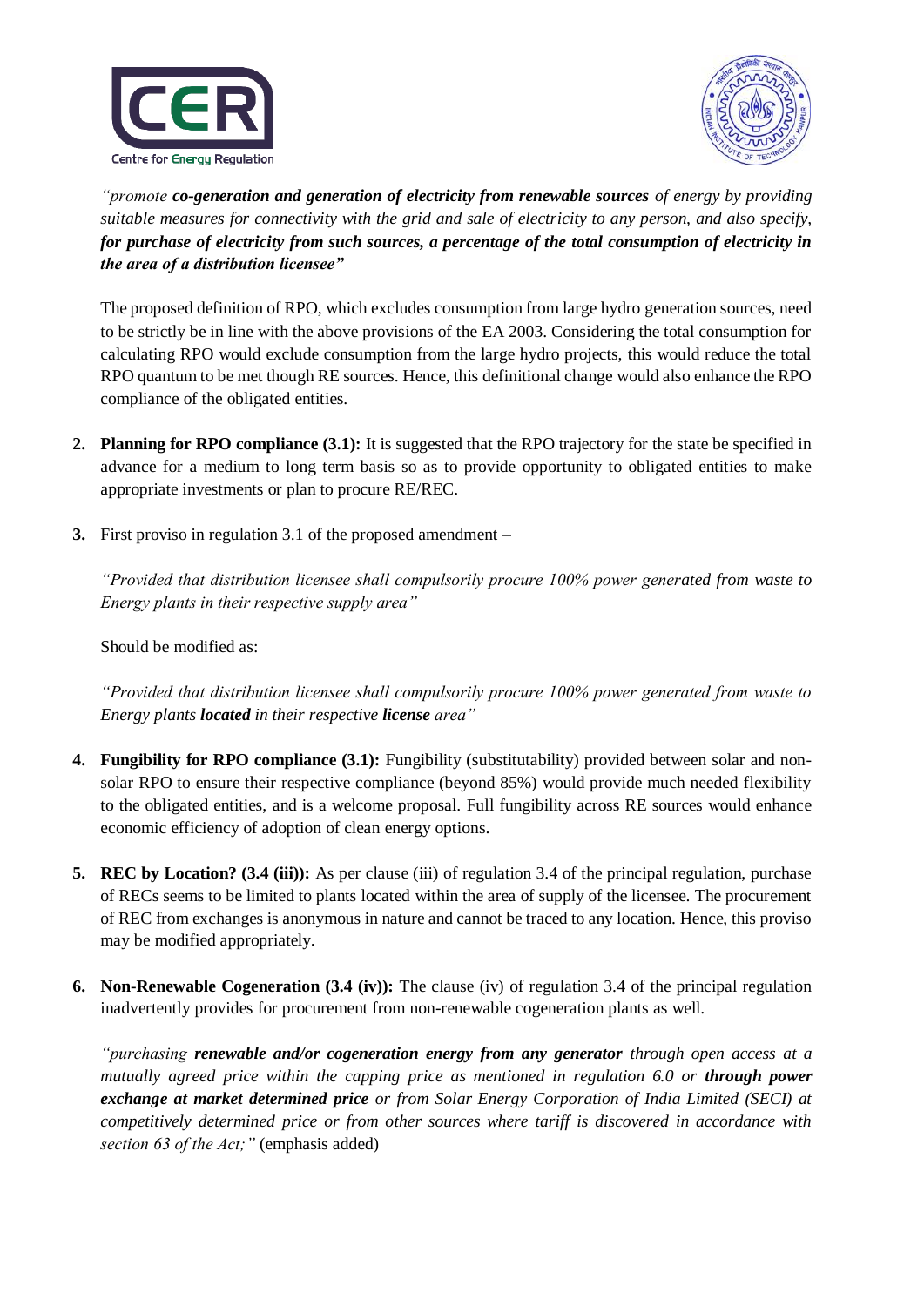*"promote **co-generation and generation of electricity from renewable sources** of energy by providing suitable measures for connectivity with the grid and sale of electricity to any person, and also specify, **for purchase of electricity from such sources, a percentage of the total consumption of electricity in the area of a distribution licensee"***

The proposed definition of RPO, which excludes consumption from large hydro generation sources, need to be strictly be in line with the above provisions of the EA 2003. Considering the total consumption for calculating RPO would exclude consumption from the large hydro projects, this would reduce the total RPO quantum to be met though RE sources. Hence, this definitional change would also enhance the RPO compliance of the obligated entities.

2. **Planning for RPO compliance (3.1):** It is suggested that the RPO trajectory for the state be specified in advance for a medium to long term basis so as to provide opportunity to obligated entities to make appropriate investments or plan to procure RE/REC.

3. First proviso in regulation 3.1 of the proposed amendment –

   *"Provided that distribution licensee shall compulsorily procure 100% power generated from waste to Energy plants in their respective supply area"*

   Should be modified as:

   *"Provided that distribution licensee shall compulsorily procure 100% power generated from waste to Energy plants **located** in their respective **license** area"*

4. **Fungibility for RPO compliance (3.1):** Fungibility (substitutability) provided between solar and non-solar RPO to ensure their respective compliance (beyond 85%) would provide much needed flexibility to the obligated entities, and is a welcome proposal. Full fungibility across RE sources would enhance economic efficiency of adoption of clean energy options.

5. **REC by Location? (3.4 (iii)):** As per clause (iii) of regulation 3.4 of the principal regulation, purchase of RECs seems to be limited to plants located within the area of supply of the licensee. The procurement of REC from exchanges is anonymous in nature and cannot be traced to any location. Hence, this proviso may be modified appropriately.

6. **Non-Renewable Cogeneration (3.4 (iv)):** The clause (iv) of regulation 3.4 of the principal regulation inadvertently provides for procurement from non-renewable cogeneration plants as well.

   *"purchasing **renewable and/or cogeneration energy from any generator** through open access at a mutually agreed price within the capping price as mentioned in regulation 6.0 or **through power exchange at market determined price** or from Solar Energy Corporation of India Limited (SECI) at competitively determined price or from other sources where tariff is discovered in accordance with section 63 of the Act;"* (emphasis added)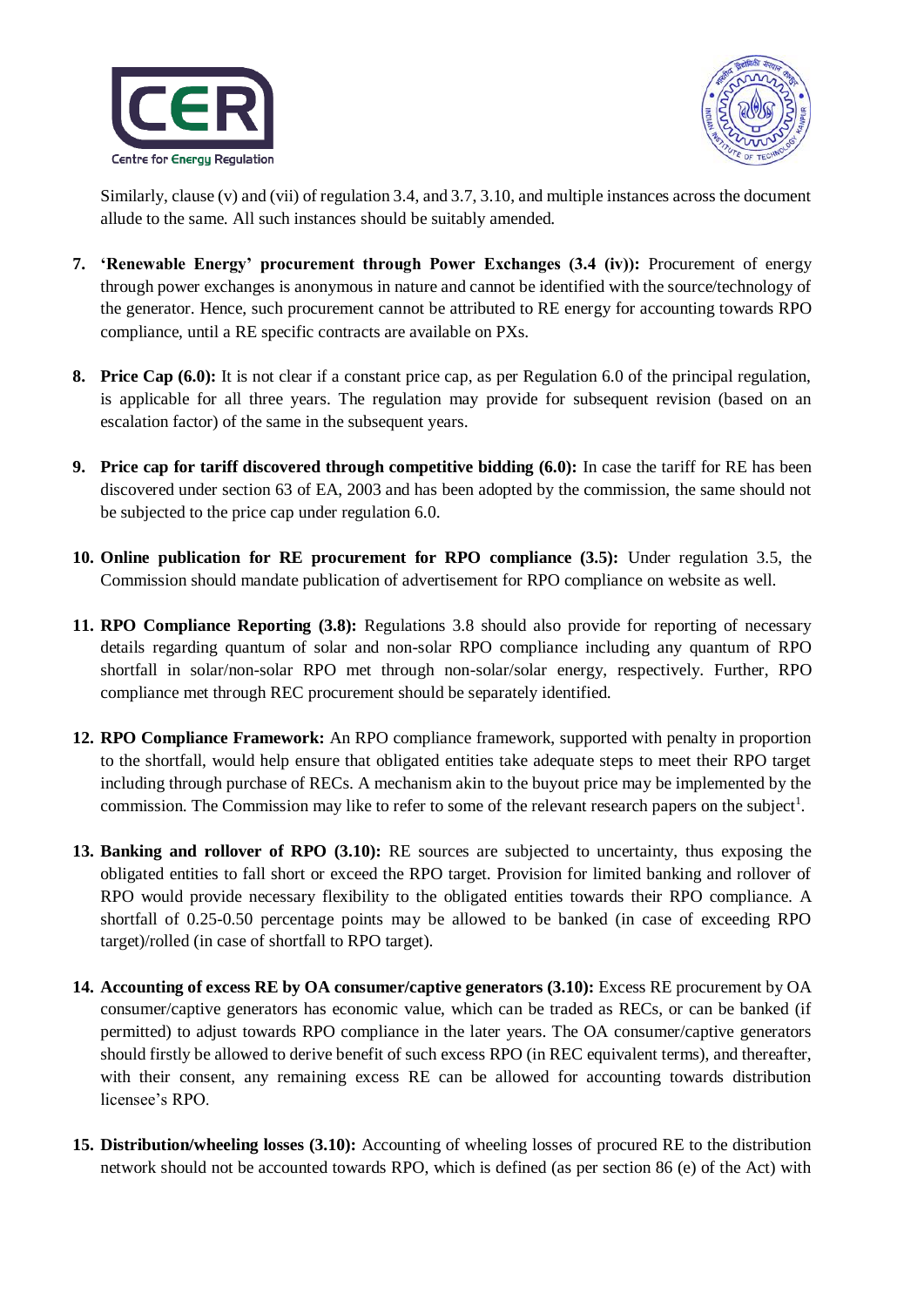Similarly, clause (v) and (vii) of regulation 3.4, and 3.7, 3.10, and multiple instances across the document allude to the same. All such instances should be suitably amended.

7. **'Renewable Energy' procurement through Power Exchanges (3.4 (iv)):** Procurement of energy through power exchanges is anonymous in nature and cannot be identified with the source/technology of the generator. Hence, such procurement cannot be attributed to RE energy for accounting towards RPO compliance, until a RE specific contracts are available on PXs.

8. **Price Cap (6.0):** It is not clear if a constant price cap, as per Regulation 6.0 of the principal regulation, is applicable for all three years. The regulation may provide for subsequent revision (based on an escalation factor) of the same in the subsequent years.

9. **Price cap for tariff discovered through competitive bidding (6.0):** In case the tariff for RE has been discovered under section 63 of EA, 2003 and has been adopted by the commission, the same should not be subjected to the price cap under regulation 6.0.

10. **Online publication for RE procurement for RPO compliance (3.5):** Under regulation 3.5, the Commission should mandate publication of advertisement for RPO compliance on website as well.

11. **RPO Compliance Reporting (3.8):** Regulations 3.8 should also provide for reporting of necessary details regarding quantum of solar and non-solar RPO compliance including any quantum of RPO shortfall in solar/non-solar RPO met through non-solar/solar energy, respectively. Further, RPO compliance met through REC procurement should be separately identified.

12. **RPO Compliance Framework:** An RPO compliance framework, supported with penalty in proportion to the shortfall, would help ensure that obligated entities take adequate steps to meet their RPO target including through purchase of RECs. A mechanism akin to the buyout price may be implemented by the commission. The Commission may like to refer to some of the relevant research papers on the subject[1].

13. **Banking and rollover of RPO (3.10):** RE sources are subjected to uncertainty, thus exposing the obligated entities to fall short or exceed the RPO target. Provision for limited banking and rollover of RPO would provide necessary flexibility to the obligated entities towards their RPO compliance. A shortfall of 0.25-0.50 percentage points may be allowed to be banked (in case of exceeding RPO target)/rolled (in case of shortfall to RPO target).

14. **Accounting of excess RE by OA consumer/captive generators (3.10):** Excess RE procurement by OA consumer/captive generators has economic value, which can be traded as RECs, or can be banked (if permitted) to adjust towards RPO compliance in the later years. The OA consumer/captive generators should firstly be allowed to derive benefit of such excess RPO (in REC equivalent terms), and thereafter, with their consent, any remaining excess RE can be allowed for accounting towards distribution licensee's RPO.

15. **Distribution/wheeling losses (3.10):** Accounting of wheeling losses of procured RE to the distribution network should not be accounted towards RPO, which is defined (as per section 86 (e) of the Act) with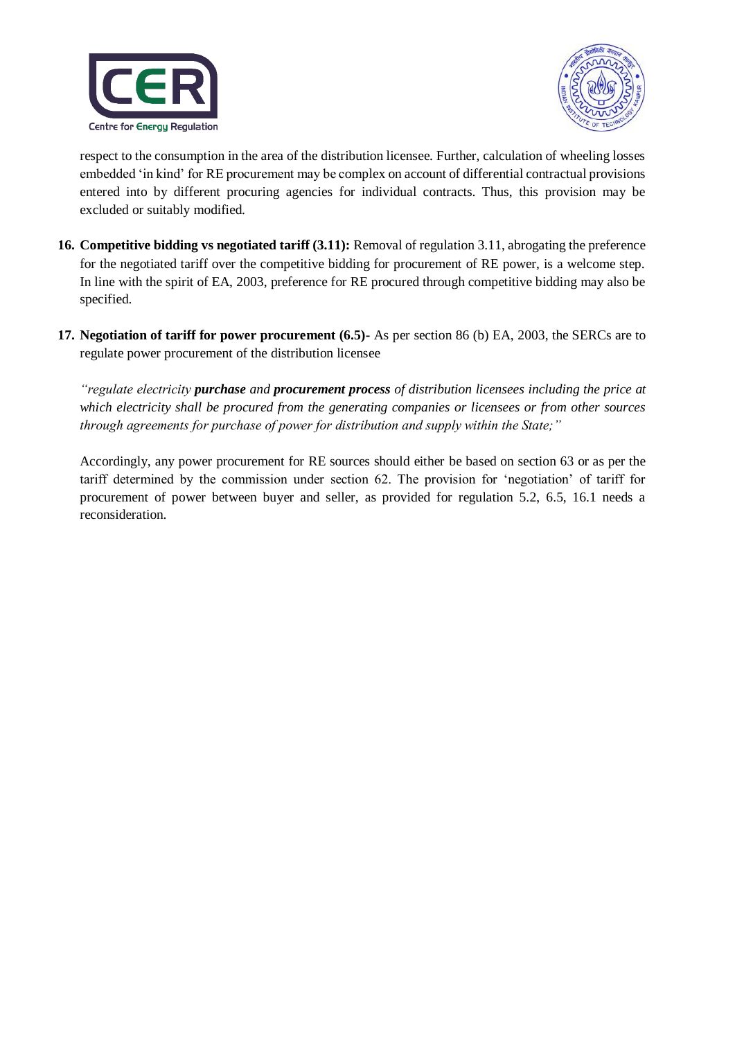respect to the consumption in the area of the distribution licensee. Further, calculation of wheeling losses embedded 'in kind' for RE procurement may be complex on account of differential contractual provisions entered into by different procuring agencies for individual contracts. Thus, this provision may be excluded or suitably modified.

16. **Competitive bidding vs negotiated tariff (3.11):** Removal of regulation 3.11, abrogating the preference for the negotiated tariff over the competitive bidding for procurement of RE power, is a welcome step. In line with the spirit of EA, 2003, preference for RE procured through competitive bidding may also be specified.

17. **Negotiation of tariff for power procurement (6.5)-** As per section 86 (b) EA, 2003, the SERCs are to regulate power procurement of the distribution licensee

    *"regulate electricity **purchase** and **procurement process** of distribution licensees including the price at which electricity shall be procured from the generating companies or licensees or from other sources through agreements for purchase of power for distribution and supply within the State;"*

    Accordingly, any power procurement for RE sources should either be based on section 63 or as per the tariff determined by the commission under section 62. The provision for 'negotiation' of tariff for procurement of power between buyer and seller, as provided for regulation 5.2, 6.5, 16.1 needs a reconsideration.